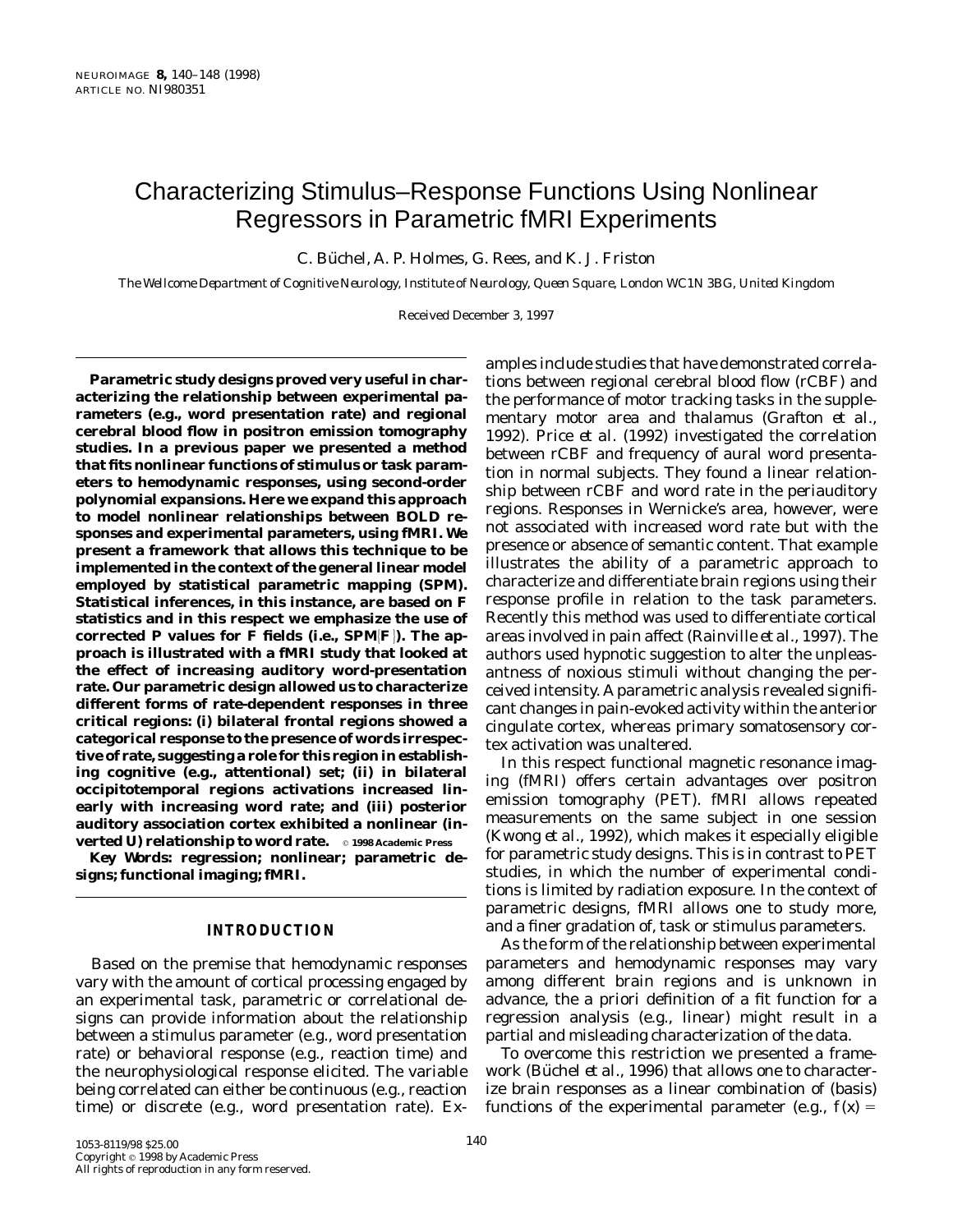# Characterizing Stimulus–Response Functions Using Nonlinear Regressors in Parametric fMRI Experiments

C. Büchel, A. P. Holmes, G. Rees, and K. J. Friston

*The Wellcome Department of Cognitive Neurology, Institute of Neurology, Queen Square, London WC1N 3BG, United Kingdom*

Received December 3, 1997

**Parametric study designs proved very useful in characterizing the relationship between experimental parameters (e.g., word presentation rate) and regional cerebral blood flow in positron emission tomography studies. In a previous paper we presented a method that fits nonlinear functions of stimulus or task parameters to hemodynamic responses, using second-order polynomial expansions. Here we expand this approach to model nonlinear relationships between BOLD responses and experimental parameters, using fMRI. We present a framework that allows this technique to be implemented in the context of the general linear model employed by statistical parametric mapping (SPM). Statistical inferences, in this instance, are based on F statistics and in this respect we emphasize the use of corrected P values for F fields (i.e., SPM{F}). The approach is illustrated with a fMRI study that looked at the effect of increasing auditory word-presentation rate. Our parametric design allowed us to characterize different forms of rate-dependent responses in three critical regions: (i) bilateral frontal regions showed a categorical response to the presence of words irrespective of rate, suggesting a role for this region in establishing cognitive (e.g., attentional) set; (ii) in bilateral occipitotemporal regions activations increased linearly with increasing word rate; and (iii) posterior auditory association cortex exhibited a nonlinear (inverted U) relationship to word rate.** © 1998 Academic Press

**Key Words: regression; nonlinear; parametric designs; functional imaging; fMRI.**

## INTRODUCTION

Based on the premise that hemodynamic responses vary with the amount of cortical processing engaged by an experimental task, parametric or correlational designs can provide information about the relationship between a stimulus parameter (e.g., word presentation rate) or behavioral response (e.g., reaction time) and the neurophysiological response elicited. The variable being correlated can either be continuous (e.g., reaction time) or discrete (e.g., word presentation rate). Examples include studies that have demonstrated correlations between regional cerebral blood flow (rCBF) and the performance of motor tracking tasks in the supplementary motor area and thalamus (Grafton *et al.*, 1992). Price *et al.* (1992) investigated the correlation between rCBF and frequency of aural word presentation in normal subjects. They found a linear relationship between rCBF and word rate in the periauditory regions. Responses in Wernicke's area, however, were not associated with increased word rate but with the presence or absence of semantic content. That example illustrates the ability of a parametric approach to characterize and differentiate brain regions using their response profile in relation to the task parameters. Recently this method was used to differentiate cortical areas involved in pain affect (Rainville *et al.*, 1997). The authors used hypnotic suggestion to alter the unpleasantness of noxious stimuli without changing the perceived intensity. A parametric analysis revealed significant changes in pain-evoked activity within the anterior cingulate cortex, whereas primary somatosensory cortex activation was unaltered.

In this respect functional magnetic resonance imaging (fMRI) offers certain advantages over positron emission tomography (PET). fMRI allows repeated measurements on the same subject in one session (Kwong *et al.*, 1992), which makes it especially eligible for parametric study designs. This is in contrast to PET studies, in which the number of experimental conditions is limited by radiation exposure. In the context of parametric designs, fMRI allows one to study more, and a finer gradation of, task or stimulus parameters.

As the form of the relationship between experimental parameters and hemodynamic responses may vary among different brain regions and is unknown in advance, the a priori definition of a fit function for a regression analysis (e.g., linear) might result in a partial and misleading characterization of the data.

To overcome this restriction we presented a framework (Büchel *et al.*, 1996) that allows one to characterize brain responses as a linear combination of (basis) functions of the experimental parameter (e.g., $f(x) =$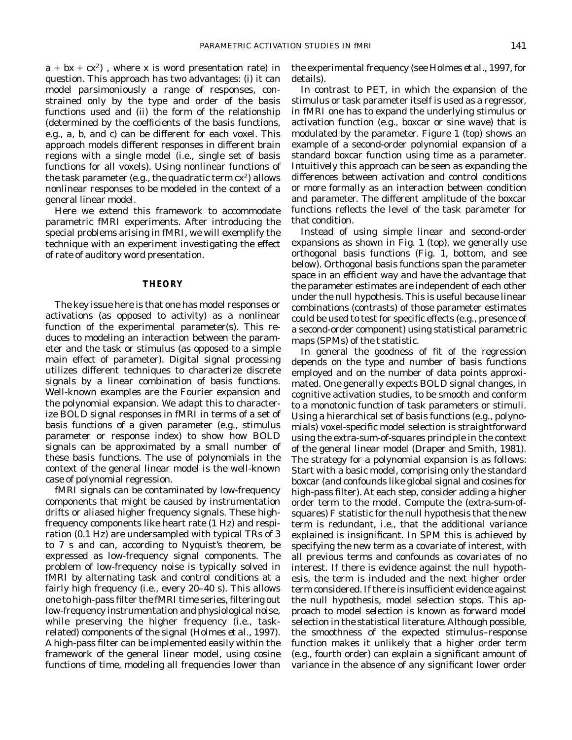$a + bx + cx^2$) , where $x$ is word presentation rate) in question. This approach has two advantages: (i) it can model parsimoniously a range of responses, constrained only by the type and order of the basis functions used and (ii) the form of the relationship (determined by the coefficients of the basis functions, e.g., $a$, $b$, and $c$) can be different for each voxel. This approach models different responses in different brain regions with a single model (i.e., single set of basis functions for all voxels). Using nonlinear functions of the task parameter (e.g., the quadratic term $cx^2$) allows nonlinear responses to be modeled in the context of a general linear model.

Here we extend this framework to accommodate parametric fMRI experiments. After introducing the special problems arising in fMRI, we will exemplify the technique with an experiment investigating the effect of rate of auditory word presentation.

## THEORY

The key issue here is that one has model responses or activations (as opposed to activity) as a nonlinear function of the experimental parameter(s). This reduces to modeling an interaction between the parameter and the task or stimulus (as opposed to a simple main effect of parameter). Digital signal processing utilizes different techniques to characterize discrete signals by a linear combination of basis functions. Well-known examples are the Fourier expansion and the polynomial expansion. We adapt this to characterize BOLD signal responses in fMRI in terms of a set of basis functions of a given parameter (e.g., stimulus parameter or response index) to show how BOLD signals can be approximated by a small number of these basis functions. The use of polynomials in the context of the general linear model is the well-known case of polynomial regression.

fMRI signals can be contaminated by low-frequency components that might be caused by instrumentation drifts or aliased higher frequency signals. These high-frequency components like heart rate (1 Hz) and respiration (0.1 Hz) are undersampled with typical TRs of 3 to 7 s and can, according to Nyquist's theorem, be expressed as low-frequency signal components. The problem of low-frequency noise is typically solved in fMRI by alternating task and control conditions at a fairly high frequency (i.e., every 20–40 s). This allows one to high-pass filter the fMRI time series, filtering out low-frequency instrumentation and physiological noise, while preserving the higher frequency (i.e., task-related) components of the signal (Holmes *et al.*, 1997). A high-pass filter can be implemented easily within the framework of the general linear model, using cosine functions of time, modeling all frequencies lower than the experimental frequency (see Holmes *et al.*, 1997, for details).

In contrast to PET, in which the expansion of the stimulus or task parameter itself is used as a regressor, in fMRI one has to expand the underlying stimulus or activation function (e.g., boxcar or sine wave) that is modulated by the parameter. Figure 1 (top) shows an example of a second-order polynomial expansion of a standard boxcar function using time as a parameter. Intuitively this approach can be seen as expanding the differences between activation and control conditions or more formally as an interaction between condition and parameter. The different amplitude of the boxcar functions reflects the level of the task parameter for that condition.

Instead of using simple linear and second-order expansions as shown in Fig. 1 (top), we generally use orthogonal basis functions (Fig. 1, bottom, and see below). Orthogonal basis functions span the parameter space in an efficient way and have the advantage that the parameter estimates are independent of each other under the null hypothesis. This is useful because linear combinations (contrasts) of those parameter estimates could be used to test for specific effects (e.g., presence of a second-order component) using statistical parametric maps (SPMs) of the $t$ statistic.

In general the goodness of fit of the regression depends on the type and number of basis functions employed and on the number of data points approximated. One generally expects BOLD signal changes, in cognitive activation studies, to be smooth and conform to a monotonic function of task parameters or stimuli. Using a hierarchical set of basis functions (e.g., polynomials) voxel-specific model selection is straightforward using the extra-sum-of-squares principle in the context of the general linear model (Draper and Smith, 1981). The strategy for a polynomial expansion is as follows: Start with a basic model, comprising only the standard boxcar (and confounds like global signal and cosines for high-pass filter). At each step, consider adding a higher order term to the model. Compute the (extra-sum-of-squares) $F$ statistic for the null hypothesis that the new term is redundant, i.e., that the additional variance explained is insignificant. In SPM this is achieved by specifying the new term as a covariate of interest, with all previous terms and confounds as covariates of no interest. If there is evidence against the null hypothesis, the term is included and the next higher order term considered. If there is insufficient evidence against the null hypothesis, model selection stops. This approach to model selection is known as forward model selection in the statistical literature. Although possible, the smoothness of the expected stimulus–response function makes it unlikely that a higher order term (e.g., fourth order) can explain a significant amount of variance in the absence of any significant lower order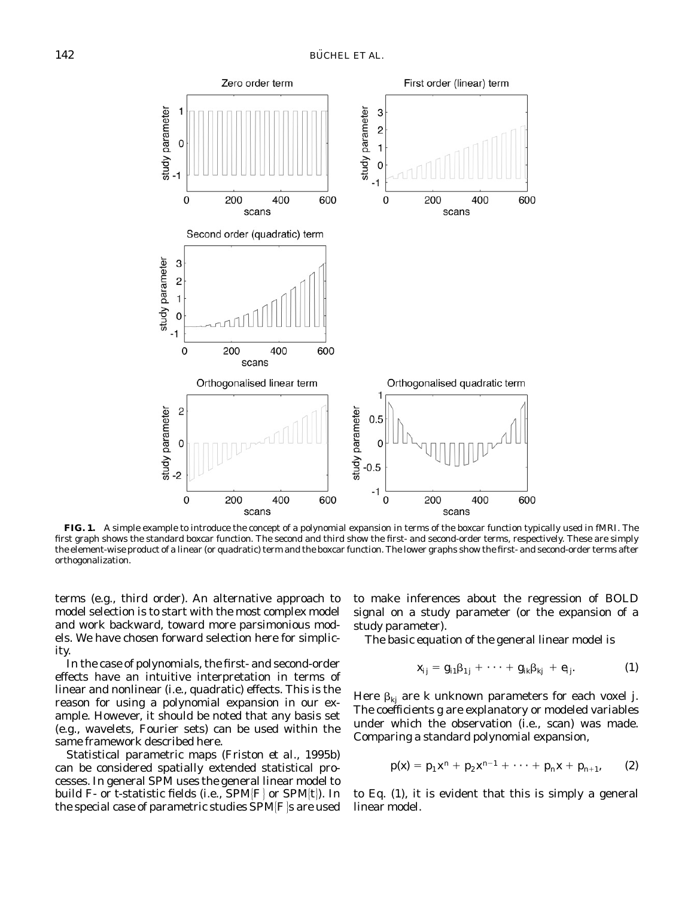**FIG. 1.** A simple example to introduce the concept of a polynomial expansion in terms of the boxcar function typically used in fMRI. The first graph shows the standard boxcar function. The second and third show the first- and second-order terms, respectively. These are simply the element-wise product of a linear (or quadratic) term and the boxcar function. The lower graphs show the first- and second-order terms after orthogonalization.

terms (e.g., third order). An alternative approach to model selection is to start with the most complex model and work backward, toward more parsimonious models. We have chosen forward selection here for simplicity.

In the case of polynomials, the first- and second-order effects have an intuitive interpretation in terms of linear and nonlinear (i.e., quadratic) effects. This is the reason for using a polynomial expansion in our example. However, it should be noted that any basis set (e.g., wavelets, Fourier sets) can be used within the same framework described here.

Statistical parametric maps (Friston *et al.*, 1995b) can be considered spatially extended statistical processes. In general SPM uses the general linear model to build F- or t-statistic fields (i.e., SPM{F} or SPM{t}). In the special case of parametric studies SPM{F}s are used to make inferences about the regression of BOLD signal on a study parameter (or the expansion of a study parameter).

The basic equation of the general linear model is

$$x_{ij} = g_{i1}\beta_{1j} + \cdots + g_{ik}\beta_{kj} + e_{ij}. \quad (1)$$

Here $\beta_{kj}$ are $k$ unknown parameters for each voxel $j$. The coefficients $g$ are explanatory or modeled variables under which the observation (i.e., scan) was made. Comparing a standard polynomial expansion,

$$p(x) = p_1 x^n + p_2 x^{n-1} + \cdots + p_n x + p_{n+1}, \quad (2)$$

to Eq. (1), it is evident that this is simply a general linear model.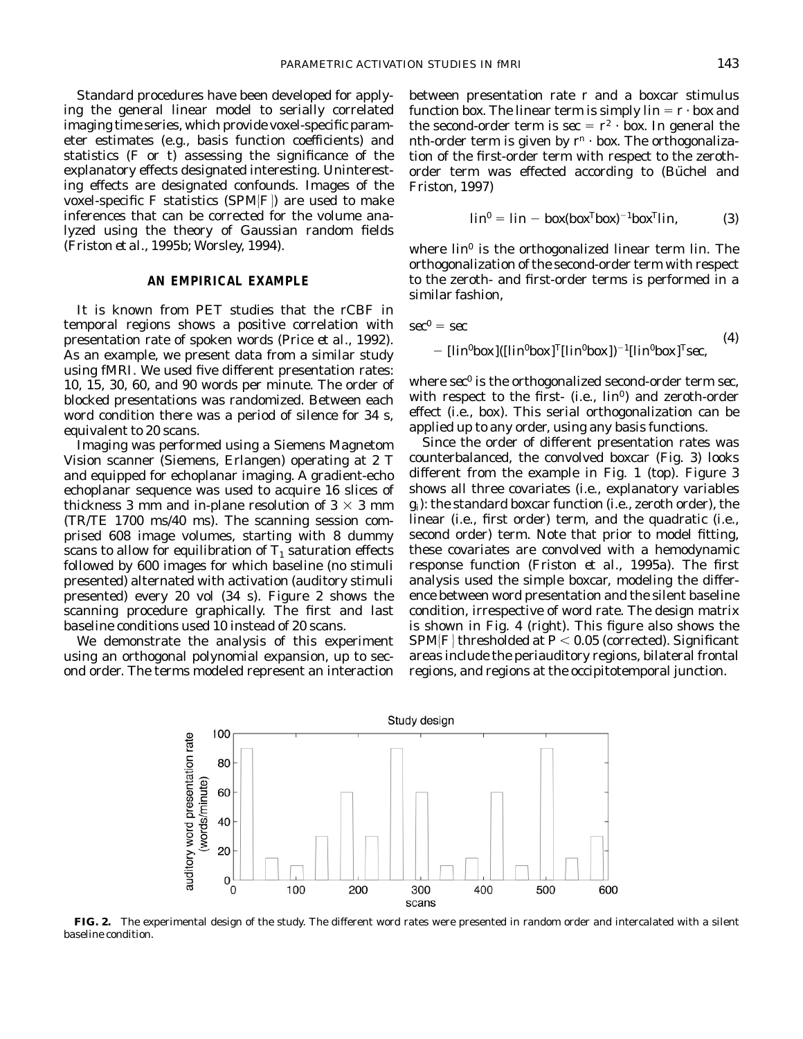Standard procedures have been developed for applying the general linear model to serially correlated imaging time series, which provide voxel-specific parameter estimates (e.g., basis function coefficients) and statistics (F or t) assessing the significance of the explanatory effects designated interesting. Uninteresting effects are designated confounds. Images of the voxel-specific F statistics (SPM{F}) are used to make inferences that can be corrected for the volume analyzed using the theory of Gaussian random fields (Friston *et al.*, 1995b; Worsley, 1994).

## AN EMPIRICAL EXAMPLE

It is known from PET studies that the rCBF in temporal regions shows a positive correlation with presentation rate of spoken words (Price *et al.*, 1992). As an example, we present data from a similar study using fMRI. We used five different presentation rates: 10, 15, 30, 60, and 90 words per minute. The order of blocked presentations was randomized. Between each word condition there was a period of silence for 34 s, equivalent to 20 scans.

Imaging was performed using a Siemens Magnetom Vision scanner (Siemens, Erlangen) operating at 2 T and equipped for echoplanar imaging. A gradient-echo echoplanar sequence was used to acquire 16 slices of thickness 3 mm and in-plane resolution of $3 \times 3$ mm (TR/TE 1700 ms/40 ms). The scanning session comprised 608 image volumes, starting with 8 dummy scans to allow for equilibration of $T_1$ saturation effects followed by 600 images for which baseline (no stimuli presented) alternated with activation (auditory stimuli presented) every 20 vol (34 s). Figure 2 shows the scanning procedure graphically. The first and last baseline conditions used 10 instead of 20 scans.

We demonstrate the analysis of this experiment using an orthogonal polynomial expansion, up to second order. The terms modeled represent an interaction between presentation rate *r* and a boxcar stimulus function *box*. The linear term is simply $lin = r \cdot box$ and the second-order term is $sec = r^2 \cdot box$. In general the *n*th-order term is given by $r^n \cdot box$. The orthogonalization of the first-order term with respect to the zeroth-order term was effected according to (Büchel and Friston, 1997)

$$lin^0 = lin - box(box^T box)^{-1} box^T lin, \tag{3}$$

where $lin^0$ is the orthogonalized linear term *lin*. The orthogonalization of the second-order term with respect to the zeroth- and first-order terms is performed in a similar fashion,

$$sec^0 = sec - [lin^0 box]([lin^0 box]^T [lin^0 box])^{-1} [lin^0 box]^T sec, \tag{4}$$

where $sec^0$ is the orthogonalized second-order term *sec*, with respect to the first- (i.e., $lin^0$) and zeroth-order effect (i.e., *box*). This serial orthogonalization can be applied up to any order, using any basis functions.

Since the order of different presentation rates was counterbalanced, the convolved boxcar (Fig. 3) looks different from the example in Fig. 1 (top). Figure 3 shows all three covariates (i.e., explanatory variables $g_i$): the standard boxcar function (i.e., zeroth order), the linear (i.e., first order) term, and the quadratic (i.e., second order) term. Note that prior to model fitting, these covariates are convolved with a hemodynamic response function (Friston *et al.*, 1995a). The first analysis used the simple boxcar, modeling the difference between word presentation and the silent baseline condition, irrespective of word rate. The design matrix is shown in Fig. 4 (right). This figure also shows the SPM{F} thresholded at $P < 0.05$ (corrected). Significant areas include the periauditory regions, bilateral frontal regions, and regions at the occipitotemporal junction.

**FIG. 2.** The experimental design of the study. The different word rates were presented in random order and intercalated with a silent baseline condition.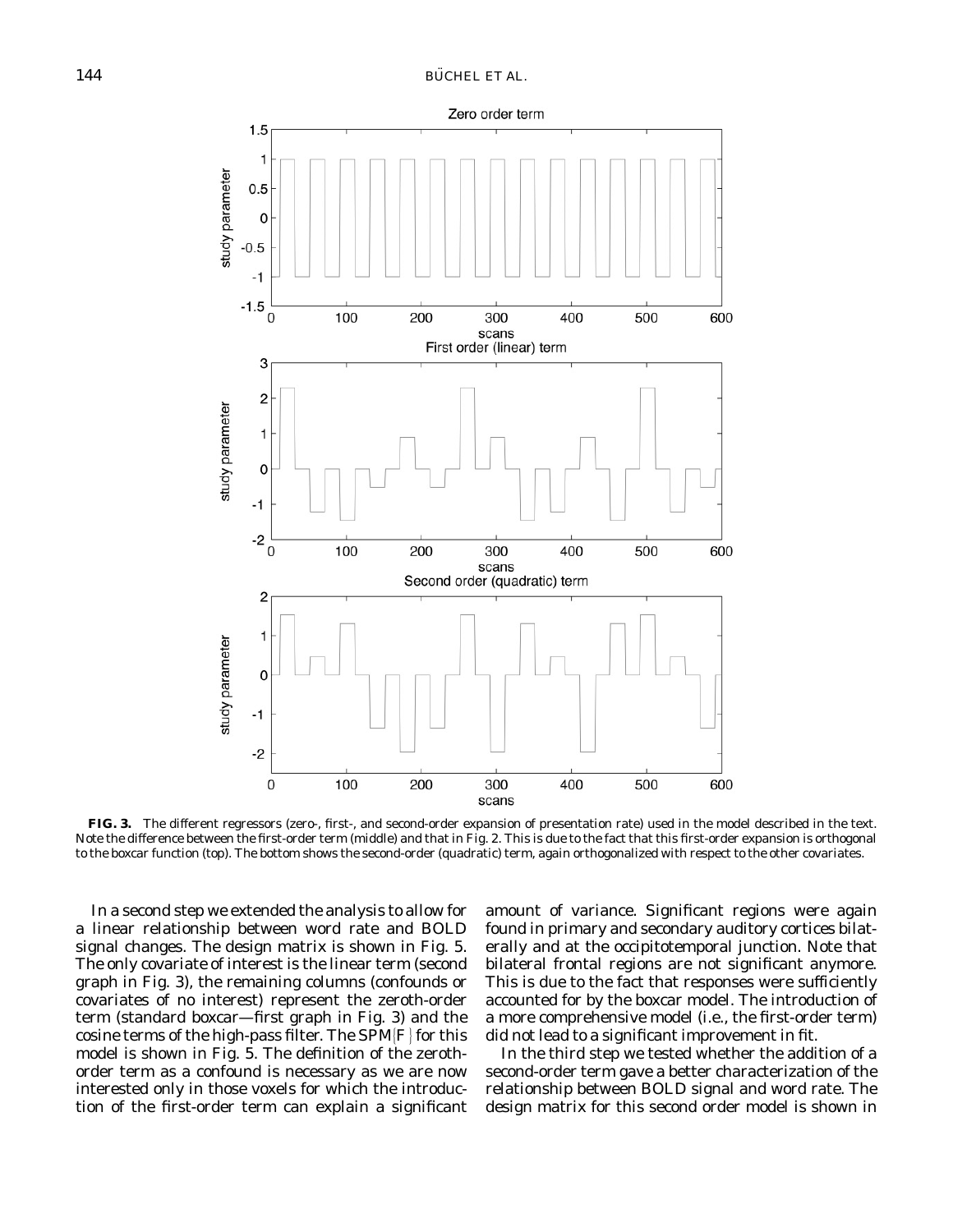**FIG. 3.** The different regressors (zero-, first-, and second-order expansion of presentation rate) used in the model described in the text. Note the difference between the first-order term (middle) and that in Fig. 2. This is due to the fact that this first-order expansion is orthogonal to the boxcar function (top). The bottom shows the second-order (quadratic) term, again orthogonalized with respect to the other covariates.

In a second step we extended the analysis to allow for a linear relationship between word rate and BOLD signal changes. The design matrix is shown in Fig. 5. The only covariate of interest is the linear term (second graph in Fig. 3), the remaining columns (confounds or covariates of no interest) represent the zeroth-order term (standard boxcar—first graph in Fig. 3) and the cosine terms of the high-pass filter. The SPM{F} for this model is shown in Fig. 5. The definition of the zeroth-order term as a confound is necessary as we are now interested only in those voxels for which the introduction of the first-order term can explain a significant amount of variance. Significant regions were again found in primary and secondary auditory cortices bilaterally and at the occipitotemporal junction. Note that bilateral frontal regions are not significant anymore. This is due to the fact that responses were sufficiently accounted for by the boxcar model. The introduction of a more comprehensive model (i.e., the first-order term) did not lead to a significant improvement in fit.

In the third step we tested whether the addition of a second-order term gave a better characterization of the relationship between BOLD signal and word rate. The design matrix for this second order model is shown in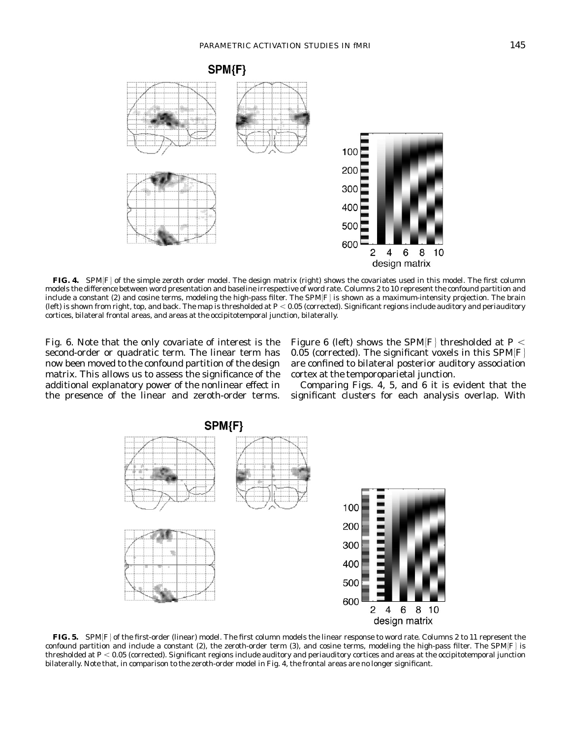**FIG. 4.** SPM{F} of the simple zeroth order model. The design matrix (right) shows the covariates used in this model. The first column models the difference between word presentation and baseline irrespective of word rate. Columns 2 to 10 represent the confound partition and include a constant (2) and cosine terms, modeling the high-pass filter. The SPM{F} is shown as a maximum-intensity projection. The brain (left) is shown from right, top, and back. The map is thresholded at $P < 0.05$ (corrected). Significant regions include auditory and periauditory cortices, bilateral frontal areas, and areas at the occipitotemporal junction, bilaterally.

Fig. 6. Note that the only covariate of interest is the second-order or quadratic term. The linear term has now been moved to the confound partition of the design matrix. This allows us to assess the significance of the additional explanatory power of the nonlinear effect in the presence of the linear and zeroth-order terms. Figure 6 (left) shows the SPM{F} thresholded at $P < 0.05$ (corrected). The significant voxels in this SPM{F} are confined to bilateral posterior auditory association cortex at the temporoparietal junction.

Comparing Figs. 4, 5, and 6 it is evident that the significant clusters for each analysis overlap. With

**FIG. 5.** SPM{F} of the first-order (linear) model. The first column models the linear response to word rate. Columns 2 to 11 represent the confound partition and include a constant (2), the zeroth-order term (3), and cosine terms, modeling the high-pass filter. The SPM{F} is thresholded at $P < 0.05$ (corrected). Significant regions include auditory and periauditory cortices and areas at the occipitotemporal junction bilaterally. Note that, in comparison to the zeroth-order model in Fig. 4, the frontal areas are no longer significant.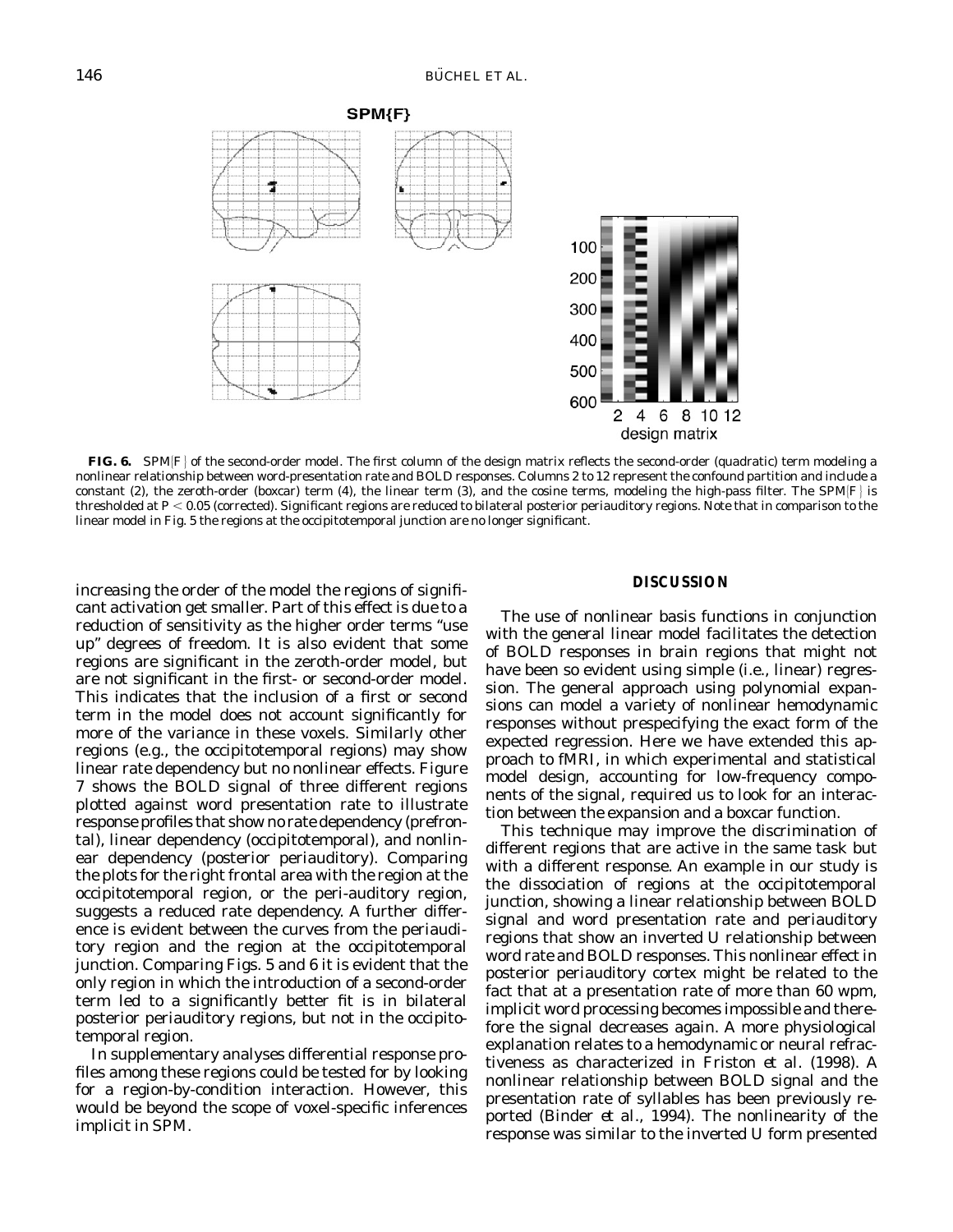SPM{F}

100
200
300
400
500
600
2 4 6 8 10 12
design matrix

**FIG. 6.** SPM{F} of the second-order model. The first column of the design matrix reflects the second-order (quadratic) term modeling a nonlinear relationship between word-presentation rate and BOLD responses. Columns 2 to 12 represent the confound partition and include a constant (2), the zeroth-order (boxcar) term (4), the linear term (3), and the cosine terms, modeling the high-pass filter. The SPM{F} is thresholded at $P < 0.05$ (corrected). Significant regions are reduced to bilateral posterior periauditory regions. Note that in comparison to the linear model in Fig. 5 the regions at the occipitotemporal junction are no longer significant.

increasing the order of the model the regions of significant activation get smaller. Part of this effect is due to a reduction of sensitivity as the higher order terms "use up" degrees of freedom. It is also evident that some regions are significant in the zeroth-order model, but are not significant in the first- or second-order model. This indicates that the inclusion of a first or second term in the model does not account significantly for more of the variance in these voxels. Similarly other regions (e.g., the occipitotemporal regions) may show linear rate dependency but no nonlinear effects. Figure 7 shows the BOLD signal of three different regions plotted against word presentation rate to illustrate response profiles that show no rate dependency (prefrontal), linear dependency (occipitotemporal), and nonlinear dependency (posterior periauditory). Comparing the plots for the right frontal area with the region at the occipitotemporal region, or the peri-auditory region, suggests a reduced rate dependency. A further difference is evident between the curves from the periauditory region and the region at the occipitotemporal junction. Comparing Figs. 5 and 6 it is evident that the only region in which the introduction of a second-order term led to a significantly better fit is in bilateral posterior periauditory regions, but not in the occipitotemporal region.

In supplementary analyses differential response profiles among these regions could be tested for by looking for a region-by-condition interaction. However, this would be beyond the scope of voxel-specific inferences implicit in SPM.

## DISCUSSION

The use of nonlinear basis functions in conjunction with the general linear model facilitates the detection of BOLD responses in brain regions that might not have been so evident using simple (i.e., linear) regression. The general approach using polynomial expansions can model a variety of nonlinear hemodynamic responses without prespecifying the exact form of the expected regression. Here we have extended this approach to fMRI, in which experimental and statistical model design, accounting for low-frequency components of the signal, required us to look for an interaction between the expansion and a boxcar function.

This technique may improve the discrimination of different regions that are active in the same task but with a different response. An example in our study is the dissociation of regions at the occipitotemporal junction, showing a linear relationship between BOLD signal and word presentation rate and periauditory regions that show an inverted U relationship between word rate and BOLD responses. This nonlinear effect in posterior periauditory cortex might be related to the fact that at a presentation rate of more than 60 wpm, implicit word processing becomes impossible and therefore the signal decreases again. A more physiological explanation relates to a hemodynamic or neural refractiveness as characterized in Friston *et al.* (1998). A nonlinear relationship between BOLD signal and the presentation rate of syllables has been previously reported (Binder *et al.*, 1994). The nonlinearity of the response was similar to the inverted U form presented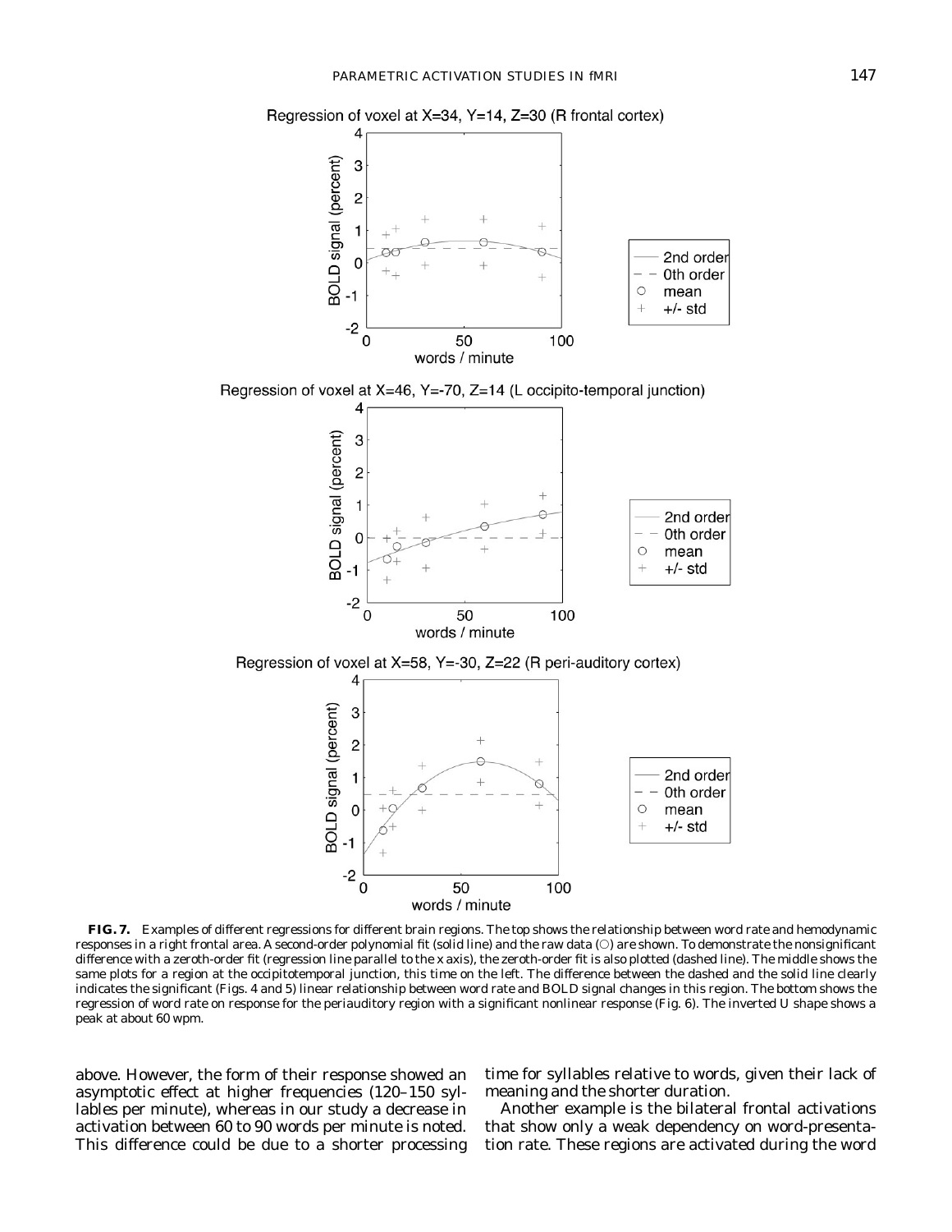**FIG. 7.** Examples of different regressions for different brain regions. The top shows the relationship between word rate and hemodynamic responses in a right frontal area. A second-order polynomial fit (solid line) and the raw data (○) are shown. To demonstrate the nonsignificant difference with a zeroth-order fit (regression line parallel to the x axis), the zeroth-order fit is also plotted (dashed line). The middle shows the same plots for a region at the occipitotemporal junction, this time on the left. The difference between the dashed and the solid line clearly indicates the significant (Figs. 4 and 5) linear relationship between word rate and BOLD signal changes in this region. The bottom shows the regression of word rate on response for the periauditory region with a significant nonlinear response (Fig. 6). The inverted U shape shows a peak at about 60 wpm.

above. However, the form of their response showed an asymptotic effect at higher frequencies (120–150 syllables per minute), whereas in our study a decrease in activation between 60 to 90 words per minute is noted. This difference could be due to a shorter processing time for syllables relative to words, given their lack of meaning and the shorter duration.

Another example is the bilateral frontal activations that show only a weak dependency on word-presentation rate. These regions are activated during the word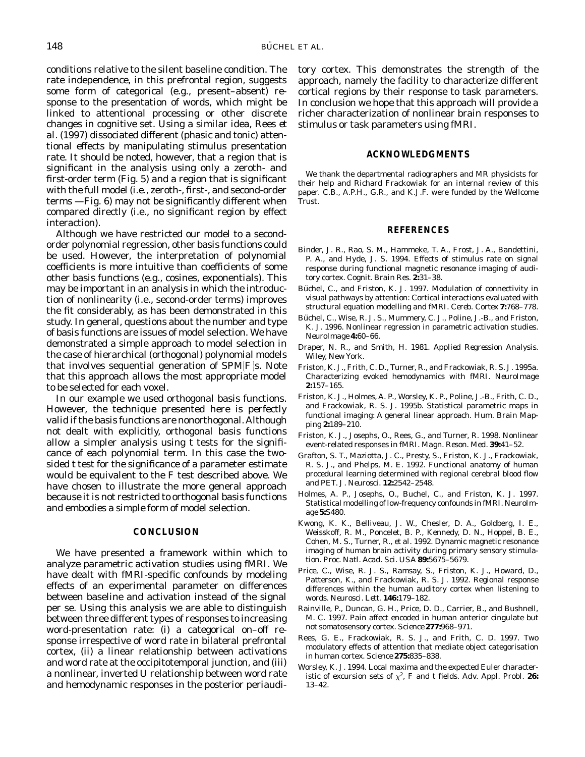conditions relative to the silent baseline condition. The rate independence, in this prefrontal region, suggests some form of categorical (e.g., present–absent) response to the presentation of words, which might be linked to attentional processing or other discrete changes in cognitive set. Using a similar idea, Rees *et al.* (1997) dissociated different (phasic and tonic) attentional effects by manipulating stimulus presentation rate. It should be noted, however, that a region that is significant in the analysis using only a zeroth- and first-order term (Fig. 5) and a region that is significant with the full model (i.e., zeroth-, first-, and second-order terms —Fig. 6) may not be significantly different when compared directly (i.e., no significant region by effect interaction).

Although we have restricted our model to a second-order polynomial regression, other basis functions could be used. However, the interpretation of polynomial coefficients is more intuitive than coefficients of some other basis functions (e.g., cosines, exponentials). This may be important in an analysis in which the introduction of nonlinearity (i.e., second-order terms) improves the fit considerably, as has been demonstrated in this study. In general, questions about the number and type of basis functions are issues of model selection. We have demonstrated a simple approach to model selection in the case of hierarchical (orthogonal) polynomial models that involves sequential generation of SPM{*F*}s. Note that this approach allows the most appropriate model to be selected for each voxel.

In our example we used orthogonal basis functions. However, the technique presented here is perfectly valid if the basis functions are nonorthogonal. Although not dealt with explicitly, orthogonal basis functions allow a simpler analysis using *t* tests for the significance of each polynomial term. In this case the two-sided *t* test for the significance of a parameter estimate would be equivalent to the *F* test described above. We have chosen to illustrate the more general approach because it is not restricted to orthogonal basis functions and embodies a simple form of model selection.

## CONCLUSION

We have presented a framework within which to analyze parametric activation studies using fMRI. We have dealt with fMRI-specific confounds by modeling effects of an experimental parameter on differences between baseline and activation instead of the signal per se. Using this analysis we are able to distinguish between three different types of responses to increasing word-presentation rate: (i) a categorical on–off response irrespective of word rate in bilateral prefrontal cortex, (ii) a linear relationship between activations and word rate at the occipitotemporal junction, and (iii) a nonlinear, inverted U relationship between word rate and hemodynamic responses in the posterior periauditory cortex. This demonstrates the strength of the approach, namely the facility to characterize different cortical regions by their response to task parameters. In conclusion we hope that this approach will provide a richer characterization of nonlinear brain responses to stimulus or task parameters using fMRI.

## ACKNOWLEDGMENTS

We thank the departmental radiographers and MR physicists for their help and Richard Frackowiak for an internal review of this paper. C.B., A.P.H., G.R., and K.J.F. were funded by the Wellcome Trust.

## REFERENCES

Binder, J. R., Rao, S. M., Hammeke, T. A., Frost, J. A., Bandettini, P. A., and Hyde, J. S. 1994. Effects of stimulus rate on signal response during functional magnetic resonance imaging of auditory cortex. *Cognit. Brain Res.* **2:**31–38.

Büchel, C., and Friston, K. J. 1997. Modulation of connectivity in visual pathways by attention: Cortical interactions evaluated with structural equation modelling and fMRI. *Cereb. Cortex* **7:**768–778.

Büchel, C., Wise, R. J. S., Mummery, C. J., Poline, J.-B., and Friston, K. J. 1996. Nonlinear regression in parametric activation studies. *NeuroImage* **4:**60–66.

Draper, N. R., and Smith, H. 1981. *Applied Regression Analysis.* Wiley, New York.

Friston, K. J., Frith, C. D., Turner, R., and Frackowiak, R. S. J. 1995a. Characterizing evoked hemodynamics with fMRI. *NeuroImage* **2:**157–165.

Friston, K. J., Holmes, A. P., Worsley, K. P., Poline, J.-B., Frith, C. D., and Frackowiak, R. S. J. 1995b. Statistical parametric maps in functional imaging: A general linear approach. *Hum. Brain Mapping* **2:**189–210.

Friston, K. J., Josephs, O., Rees, G., and Turner, R. 1998. Nonlinear event-related responses in fMRI. *Magn. Reson. Med.* **39:**41–52.

Grafton, S. T., Maziotta, J. C., Presty, S., Friston, K. J., Frackowiak, R. S. J., and Phelps, M. E. 1992. Functional anatomy of human procedural learning determined with regional cerebral blood flow and PET. *J. Neurosci.* **12:**2542–2548.

Holmes, A. P., Josephs, O., Buchel, C., and Friston, K. J. 1997. Statistical modelling of low-frequency confounds in fMRI. *NeuroImage* **5:**S480.

Kwong, K. K., Belliveau, J. W., Chesler, D. A., Goldberg, I. E., Weisskoff, R. M., Poncelet, B. P., Kennedy, D. N., Hoppel, B. E., Cohen, M. S., Turner, R., *et al.* 1992. Dynamic magnetic resonance imaging of human brain activity during primary sensory stimulation. *Proc. Natl. Acad. Sci. USA* **89:**5675–5679.

Price, C., Wise, R. J. S., Ramsay, S., Friston, K. J., Howard, D., Patterson, K., and Frackowiak, R. S. J. 1992. Regional response differences within the human auditory cortex when listening to words. *Neurosci. Lett.* **146:**179–182.

Rainville, P., Duncan, G. H., Price, D. D., Carrier, B., and Bushnell, M. C. 1997. Pain affect encoded in human anterior cingulate but not somatosensory cortex. *Science* **277:**968–971.

Rees, G. E., Frackowiak, R. S. J., and Frith, C. D. 1997. Two modulatory effects of attention that mediate object categorisation in human cortex. *Science* **275:**835–838.

Worsley, K. J. 1994. Local maxima and the expected Euler characteristic of excursion sets of $\chi^2$, *F* and *t* fields. *Adv. Appl. Probl.* **26:** 13–42.